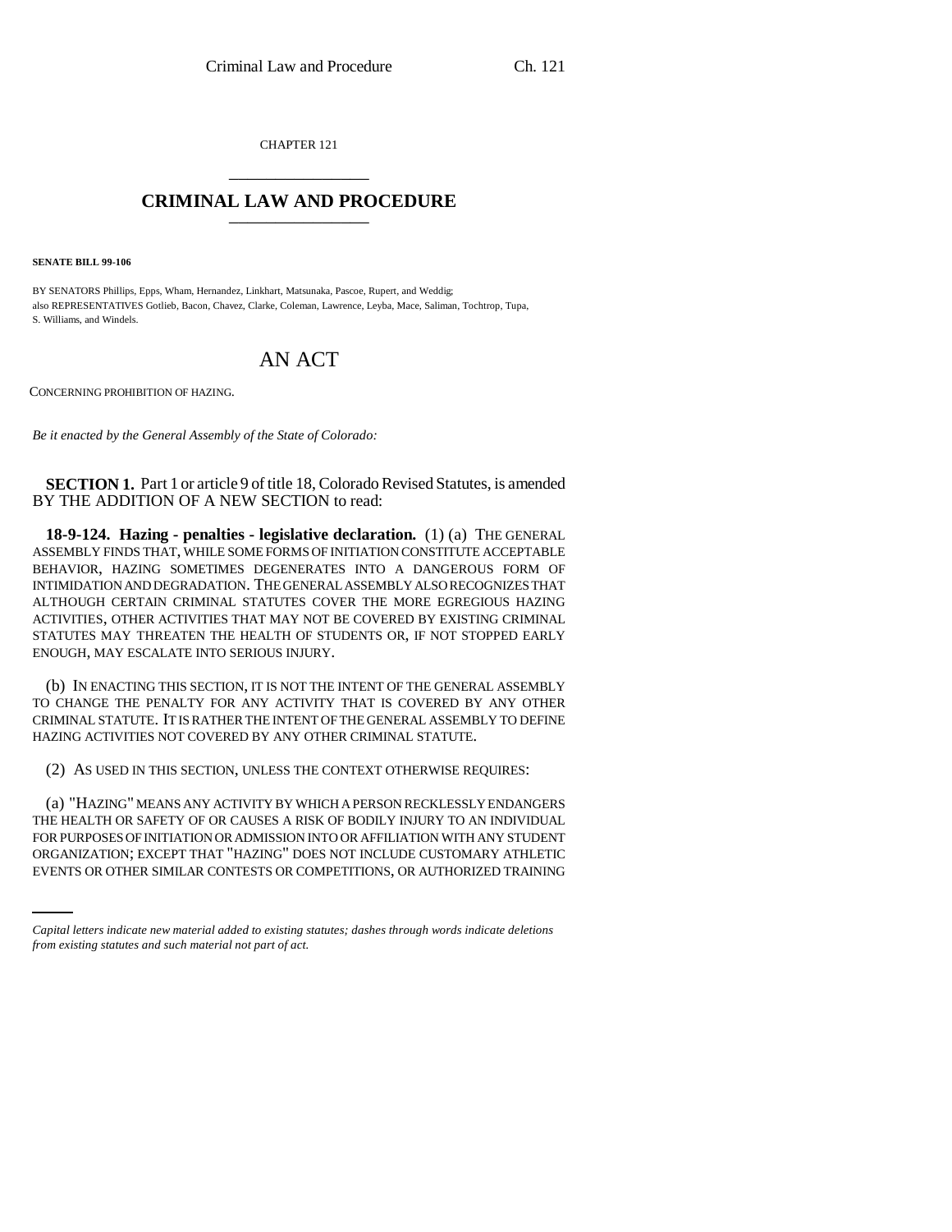CHAPTER 121

# CRIMINAL LAW AND PROCEDURE

**SENATE BILL 99-106**

BY SENATORS Phillips, Epps, Wham, Hernandez, Linkhart, Matsunaka, Pascoe, Rupert, and Weddig;
also REPRESENTATIVES Gotlieb, Bacon, Chavez, Clarke, Coleman, Lawrence, Leyba, Mace, Saliman, Tochtrop, Tupa, S. Williams, and Windels.

# AN ACT

CONCERNING PROHIBITION OF HAZING.

*Be it enacted by the General Assembly of the State of Colorado:*

**SECTION 1.** Part 1 or article 9 of title 18, Colorado Revised Statutes, is amended BY THE ADDITION OF A NEW SECTION to read:

**18-9-124. Hazing - penalties - legislative declaration.** (1) (a) THE GENERAL ASSEMBLY FINDS THAT, WHILE SOME FORMS OF INITIATION CONSTITUTE ACCEPTABLE BEHAVIOR, HAZING SOMETIMES DEGENERATES INTO A DANGEROUS FORM OF INTIMIDATION AND DEGRADATION. THE GENERAL ASSEMBLY ALSO RECOGNIZES THAT ALTHOUGH CERTAIN CRIMINAL STATUTES COVER THE MORE EGREGIOUS HAZING ACTIVITIES, OTHER ACTIVITIES THAT MAY NOT BE COVERED BY EXISTING CRIMINAL STATUTES MAY THREATEN THE HEALTH OF STUDENTS OR, IF NOT STOPPED EARLY ENOUGH, MAY ESCALATE INTO SERIOUS INJURY.

(b) IN ENACTING THIS SECTION, IT IS NOT THE INTENT OF THE GENERAL ASSEMBLY TO CHANGE THE PENALTY FOR ANY ACTIVITY THAT IS COVERED BY ANY OTHER CRIMINAL STATUTE. IT IS RATHER THE INTENT OF THE GENERAL ASSEMBLY TO DEFINE HAZING ACTIVITIES NOT COVERED BY ANY OTHER CRIMINAL STATUTE.

(2) AS USED IN THIS SECTION, UNLESS THE CONTEXT OTHERWISE REQUIRES:

(a) "HAZING" MEANS ANY ACTIVITY BY WHICH A PERSON RECKLESSLY ENDANGERS THE HEALTH OR SAFETY OF OR CAUSES A RISK OF BODILY INJURY TO AN INDIVIDUAL FOR PURPOSES OF INITIATION OR ADMISSION INTO OR AFFILIATION WITH ANY STUDENT ORGANIZATION; EXCEPT THAT "HAZING" DOES NOT INCLUDE CUSTOMARY ATHLETIC EVENTS OR OTHER SIMILAR CONTESTS OR COMPETITIONS, OR AUTHORIZED TRAINING

*Capital letters indicate new material added to existing statutes; dashes through words indicate deletions from existing statutes and such material not part of act.*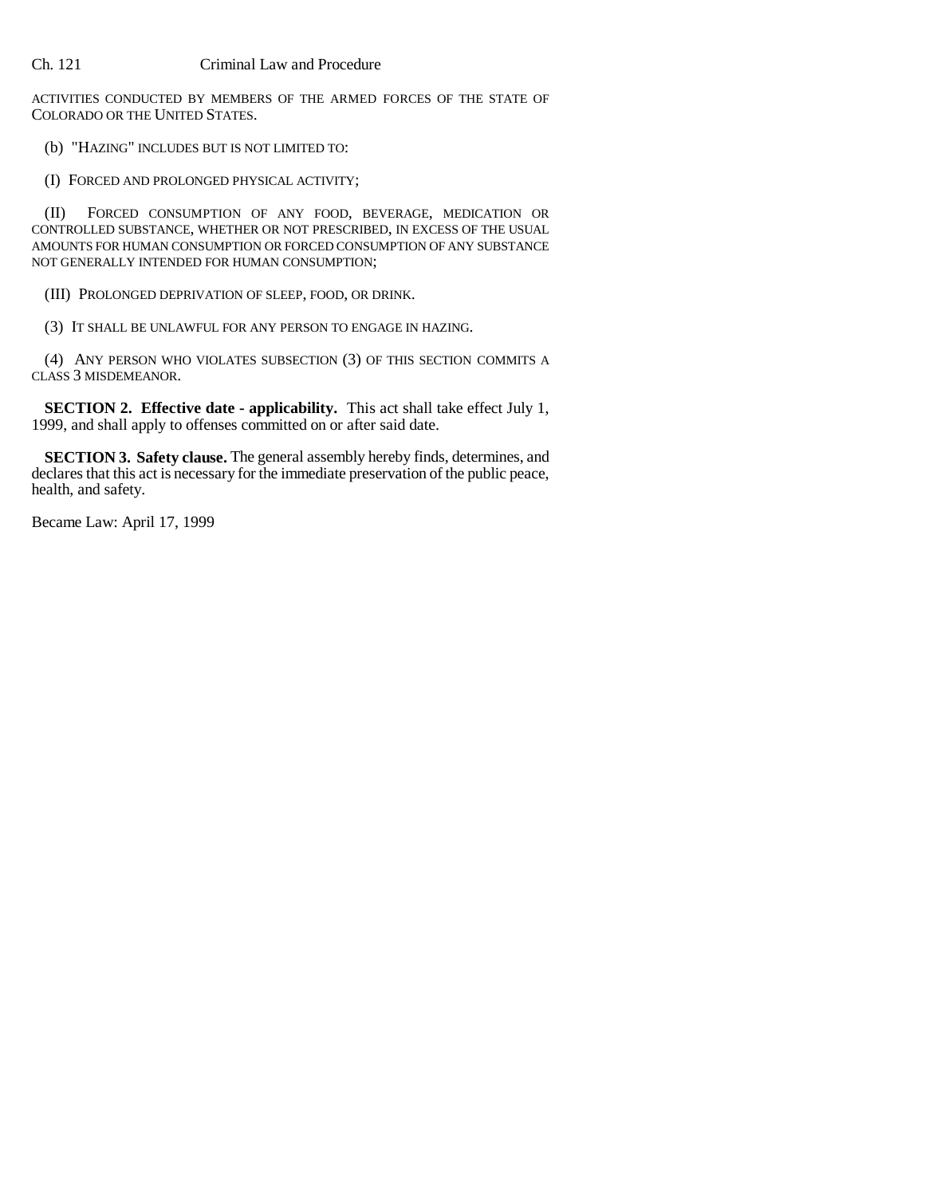ACTIVITIES CONDUCTED BY MEMBERS OF THE ARMED FORCES OF THE STATE OF COLORADO OR THE UNITED STATES.

(b) "HAZING" INCLUDES BUT IS NOT LIMITED TO:

(I) FORCED AND PROLONGED PHYSICAL ACTIVITY;

(II) FORCED CONSUMPTION OF ANY FOOD, BEVERAGE, MEDICATION OR CONTROLLED SUBSTANCE, WHETHER OR NOT PRESCRIBED, IN EXCESS OF THE USUAL AMOUNTS FOR HUMAN CONSUMPTION OR FORCED CONSUMPTION OF ANY SUBSTANCE NOT GENERALLY INTENDED FOR HUMAN CONSUMPTION;

(III) PROLONGED DEPRIVATION OF SLEEP, FOOD, OR DRINK.

(3) IT SHALL BE UNLAWFUL FOR ANY PERSON TO ENGAGE IN HAZING.

(4) ANY PERSON WHO VIOLATES SUBSECTION (3) OF THIS SECTION COMMITS A CLASS 3 MISDEMEANOR.

**SECTION 2. Effective date - applicability.** This act shall take effect July 1, 1999, and shall apply to offenses committed on or after said date.

**SECTION 3. Safety clause.** The general assembly hereby finds, determines, and declares that this act is necessary for the immediate preservation of the public peace, health, and safety.

Became Law: April 17, 1999